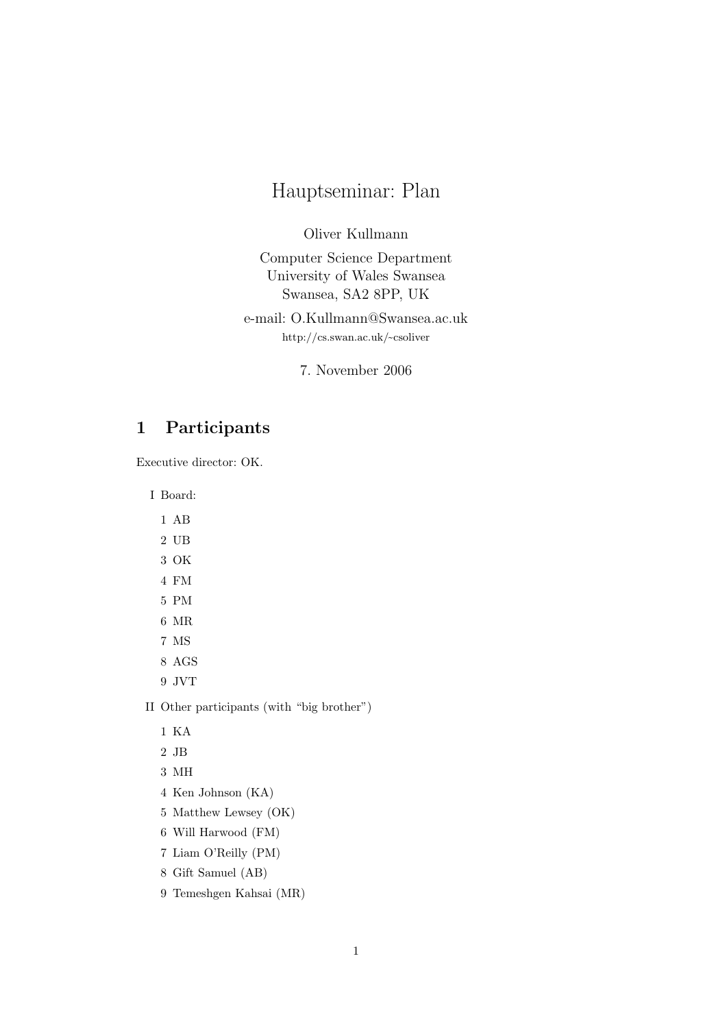# Hauptseminar: Plan

Oliver Kullmann

Computer Science Department
University of Wales Swansea
Swansea, SA2 8PP, UK

e-mail: O.Kullmann@Swansea.ac.uk
http://cs.swan.ac.uk/~csoliver

7. November 2006

## 1 Participants

Executive director: OK.

I Board:

1. AB
2. UB
3. OK
4. FM
5. PM
6. MR
7. MS
8. AGS
9. JVT

II Other participants (with "big brother")

1. KA
2. JB
3. MH
4. Ken Johnson (KA)
5. Matthew Lewsey (OK)
6. Will Harwood (FM)
7. Liam O'Reilly (PM)
8. Gift Samuel (AB)
9. Temeshgen Kahsai (MR)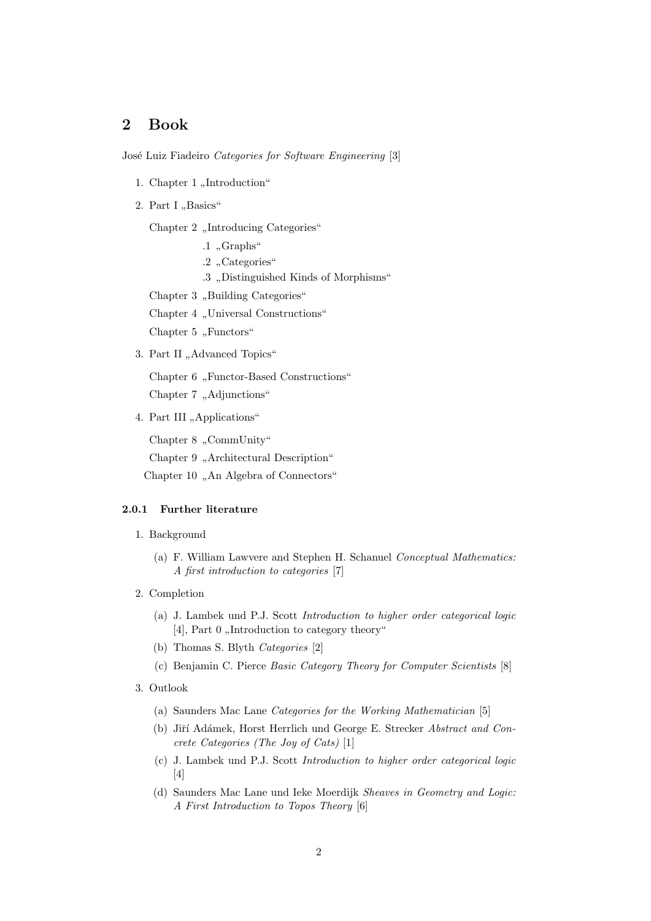## 2 Book

José Luiz Fiadeiro *Categories for Software Engineering* [3]

1. Chapter 1 „Introduction“
2. Part I „Basics“

   Chapter 2 „Introducing Categories“

   - .1 „Graphs“
   - .2 „Categories“
   - .3 „Distinguished Kinds of Morphisms“

   Chapter 3 „Building Categories“

   Chapter 4 „Universal Constructions“

   Chapter 5 „Functors“
3. Part II „Advanced Topics“

   Chapter 6 „Functor-Based Constructions“

   Chapter 7 „Adjunctions“
4. Part III „Applications“

   Chapter 8 „CommUnity“

   Chapter 9 „Architectural Description“

   Chapter 10 „An Algebra of Connectors“

#### 2.0.1 Further literature

1. Background
   (a) F. William Lawvere and Stephen H. Schanuel *Conceptual Mathematics: A first introduction to categories* [7]
2. Completion
   (a) J. Lambek und P.J. Scott *Introduction to higher order categorical logic* [4], Part 0 „Introduction to category theory“
   (b) Thomas S. Blyth *Categories* [2]
   (c) Benjamin C. Pierce *Basic Category Theory for Computer Scientists* [8]
3. Outlook
   (a) Saunders Mac Lane *Categories for the Working Mathematician* [5]
   (b) Jiří Adámek, Horst Herrlich und George E. Strecker *Abstract and Concrete Categories (The Joy of Cats)* [1]
   (c) J. Lambek und P.J. Scott *Introduction to higher order categorical logic* [4]
   (d) Saunders Mac Lane und Ieke Moerdijk *Sheaves in Geometry and Logic: A First Introduction to Topos Theory* [6]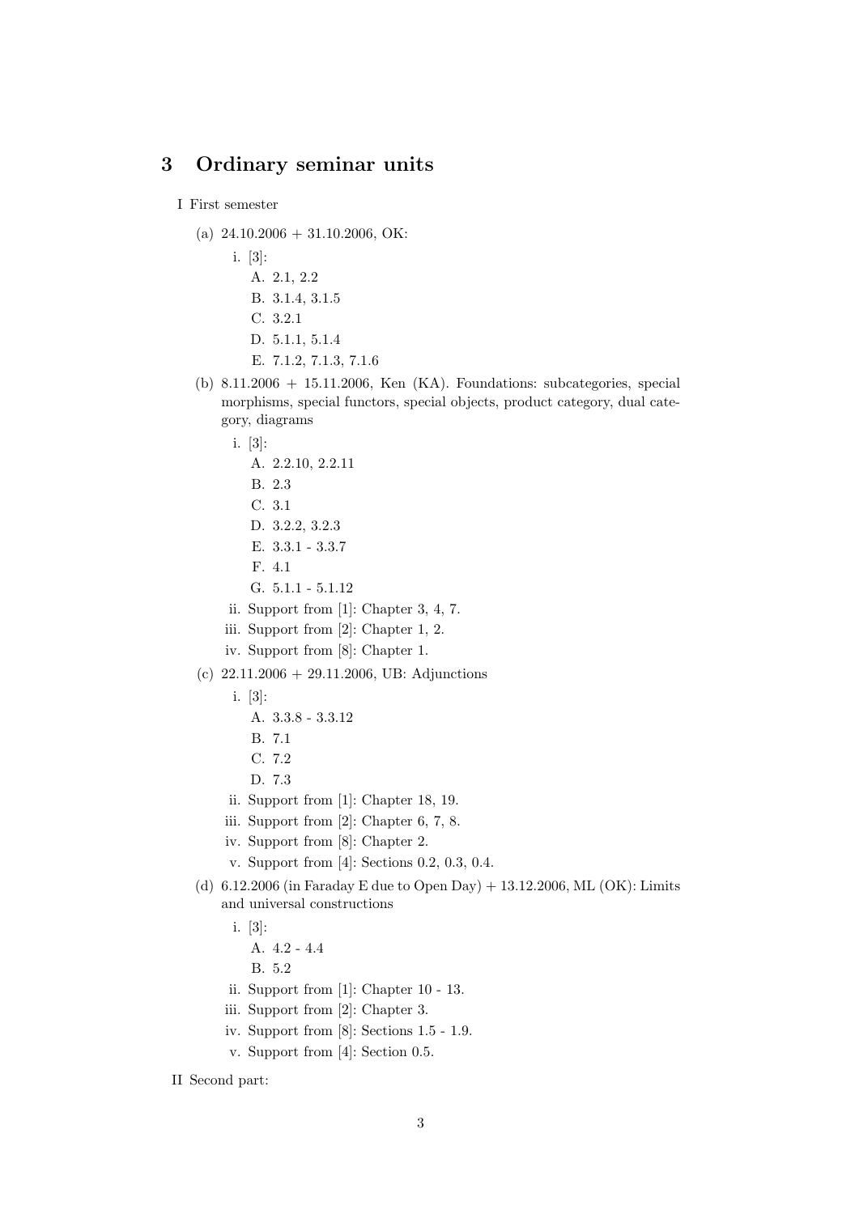## 3 Ordinary seminar units

I First semester

  (a) 24.10.2006 + 31.10.2006, OK:

    i. [3]:

      A. 2.1, 2.2

      B. 3.1.4, 3.1.5

      C. 3.2.1

      D. 5.1.1, 5.1.4

      E. 7.1.2, 7.1.3, 7.1.6

  (b) 8.11.2006 + 15.11.2006, Ken (KA). Foundations: subcategories, special morphisms, special functors, special objects, product category, dual category, diagrams

    i. [3]:

      A. 2.2.10, 2.2.11

      B. 2.3

      C. 3.1

      D. 3.2.2, 3.2.3

      E. 3.3.1 - 3.3.7

      F. 4.1

      G. 5.1.1 - 5.1.12

    ii. Support from [1]: Chapter 3, 4, 7.

    iii. Support from [2]: Chapter 1, 2.

    iv. Support from [8]: Chapter 1.

  (c) 22.11.2006 + 29.11.2006, UB: Adjunctions

    i. [3]:

      A. 3.3.8 - 3.3.12

      B. 7.1

      C. 7.2

      D. 7.3

    ii. Support from [1]: Chapter 18, 19.

    iii. Support from [2]: Chapter 6, 7, 8.

    iv. Support from [8]: Chapter 2.

    v. Support from [4]: Sections 0.2, 0.3, 0.4.

  (d) 6.12.2006 (in Faraday E due to Open Day) + 13.12.2006, ML (OK): Limits and universal constructions

    i. [3]:

      A. 4.2 - 4.4

      B. 5.2

    ii. Support from [1]: Chapter 10 - 13.

    iii. Support from [2]: Chapter 3.

    iv. Support from [8]: Sections 1.5 - 1.9.

    v. Support from [4]: Section 0.5.

II Second part: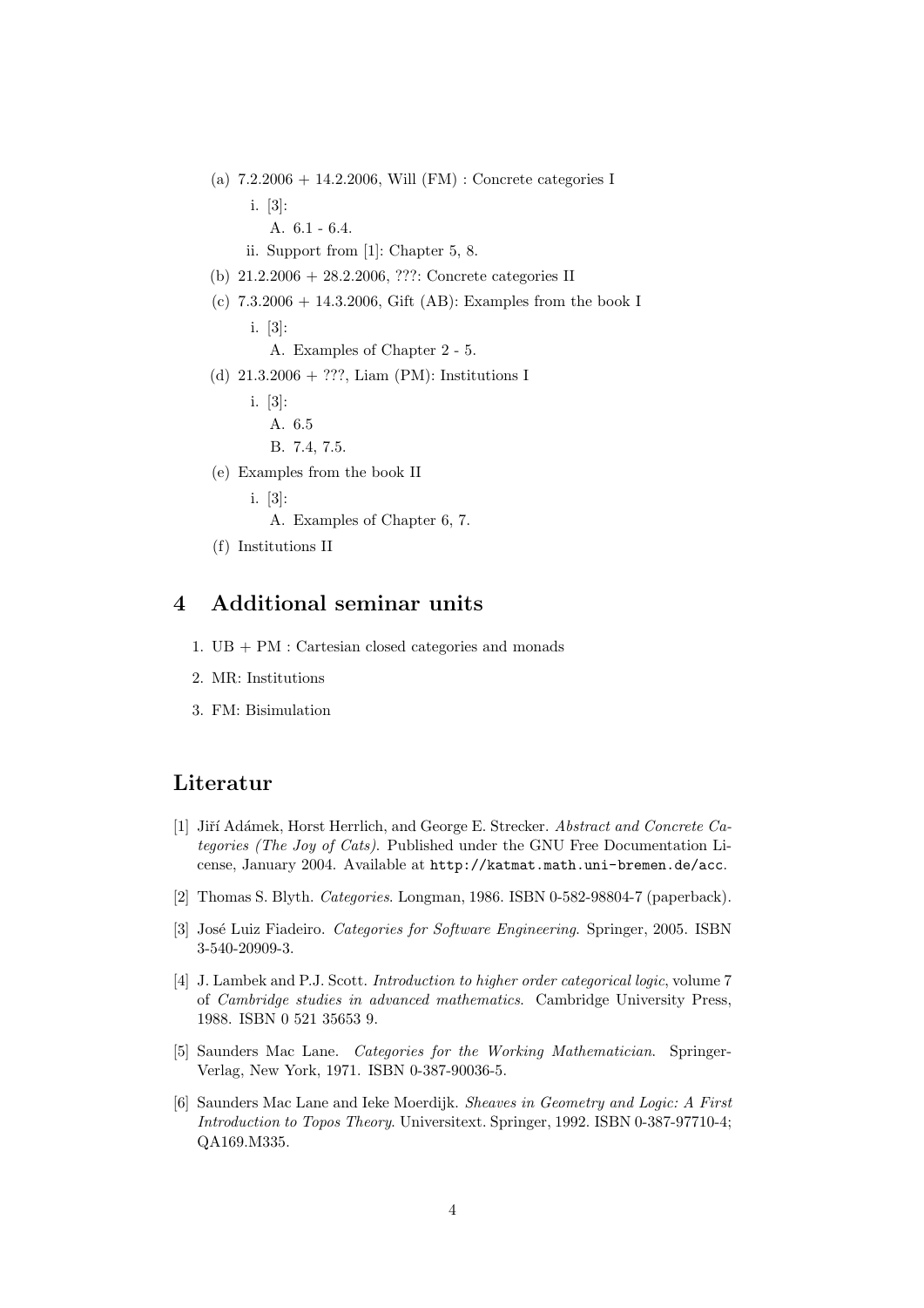(a) 7.2.2006 + 14.2.2006, Will (FM) : Concrete categories I

   i. [3]:

      A. 6.1 - 6.4.

   ii. Support from [1]: Chapter 5, 8.

(b) 21.2.2006 + 28.2.2006, ???: Concrete categories II

(c) 7.3.2006 + 14.3.2006, Gift (AB): Examples from the book I

   i. [3]:

      A. Examples of Chapter 2 - 5.

(d) 21.3.2006 + ???, Liam (PM): Institutions I

   i. [3]:

      A. 6.5

      B. 7.4, 7.5.

(e) Examples from the book II

   i. [3]:

      A. Examples of Chapter 6, 7.

(f) Institutions II

## 4 Additional seminar units

1. UB + PM : Cartesian closed categories and monads
2. MR: Institutions
3. FM: Bisimulation

## Literatur

[1] Jiří Adámek, Horst Herrlich, and George E. Strecker. *Abstract and Concrete Categories (The Joy of Cats)*. Published under the GNU Free Documentation License, January 2004. Available at `http://katmat.math.uni-bremen.de/acc`.

[2] Thomas S. Blyth. *Categories*. Longman, 1986. ISBN 0-582-98804-7 (paperback).

[3] José Luiz Fiadeiro. *Categories for Software Engineering*. Springer, 2005. ISBN 3-540-20909-3.

[4] J. Lambek and P.J. Scott. *Introduction to higher order categorical logic*, volume 7 of *Cambridge studies in advanced mathematics*. Cambridge University Press, 1988. ISBN 0 521 35653 9.

[5] Saunders Mac Lane. *Categories for the Working Mathematician*. Springer-Verlag, New York, 1971. ISBN 0-387-90036-5.

[6] Saunders Mac Lane and Ieke Moerdijk. *Sheaves in Geometry and Logic: A First Introduction to Topos Theory*. Universitext. Springer, 1992. ISBN 0-387-97710-4; QA169.M335.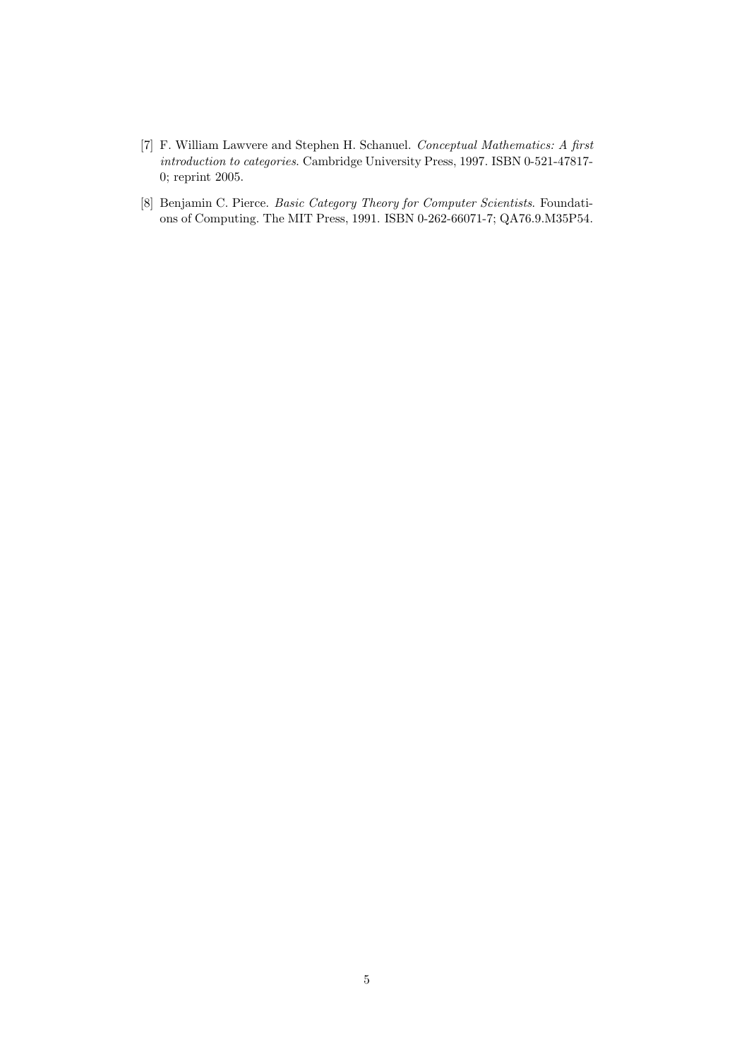[7] F. William Lawvere and Stephen H. Schanuel. *Conceptual Mathematics: A first introduction to categories*. Cambridge University Press, 1997. ISBN 0-521-47817-0; reprint 2005.

[8] Benjamin C. Pierce. *Basic Category Theory for Computer Scientists*. Foundations of Computing. The MIT Press, 1991. ISBN 0-262-66071-7; QA76.9.M35P54.